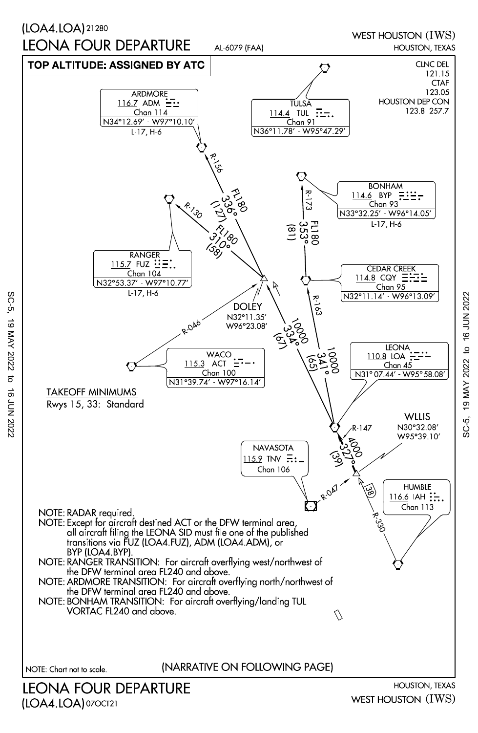(LOA4.LOA) 21280

# LEONA FOUR DEPARTURE

AL-6079 (FAA)

WEST HOUSTON (IWS)
HOUSTON, TEXAS

**TOP ALTITUDE: ASSIGNED BY ATC**

CLNC DEL 121.15
CTAF 123.05
HOUSTON DEP CON 123.8 257.7

ARDMORE
116.7 ADM
Chan 114
N34°12.69' - W97°10.10'
L-17, H-6

TULSA
114.4 TUL
Chan 91
N36°11.78' - W95°47.29'

BONHAM
114.6 BYP
Chan 93
N33°32.25' - W96°14.05'
L-17, H-6

RANGER
115.7 FUZ
Chan 104
N32°53.37' - W97°10.77'
L-17, H-6

CEDAR CREEK
114.8 CQY
Chan 95
N32°11.14' - W96°13.09'

DOLEY
N32°11.35'
W96°23.08'

WACO
115.3 ACT
Chan 100
N31°39.74' - W97°16.14'

LEONA
110.8 LOA
Chan 45
N31° 07.44' - W95°58.08'

WLLIS
N30°32.08'
W95°39.10'

NAVASOTA
115.9 TNV
Chan 106

HUMBLE
116.6 IAH
Chan 113

R-156 FL180 336° (127)
R-130 FL180 310° (58)
R-173 FL180 353° (81)
R-163
R-046
10000 334° (67)
10000 341° (65)
R-147
4000 327° (39)
R-047
(38) R-330

TAKEOFF MINIMUMS
Rwys 15, 33: Standard

NOTE: RADAR required.
NOTE: Except for aircraft destined ACT or the DFW terminal area, all aircraft filing the LEONA SID must file one of the published transitions via FUZ (LOA4.FUZ), ADM (LOA4.ADM), or BYP (LOA4.BYP).
NOTE: RANGER TRANSITION: For aircraft overflying west/northwest of the DFW terminal area FL240 and above.
NOTE: ARDMORE TRANSITION: For aircraft overflying north/northwest of the DFW terminal area FL240 and above.
NOTE: BONHAM TRANSITION: For aircraft overflying/landing TUL VORTAC FL240 and above.

NOTE: Chart not to scale.

(NARRATIVE ON FOLLOWING PAGE)

LEONA FOUR DEPARTURE
(LOA4.LOA) 07OCT21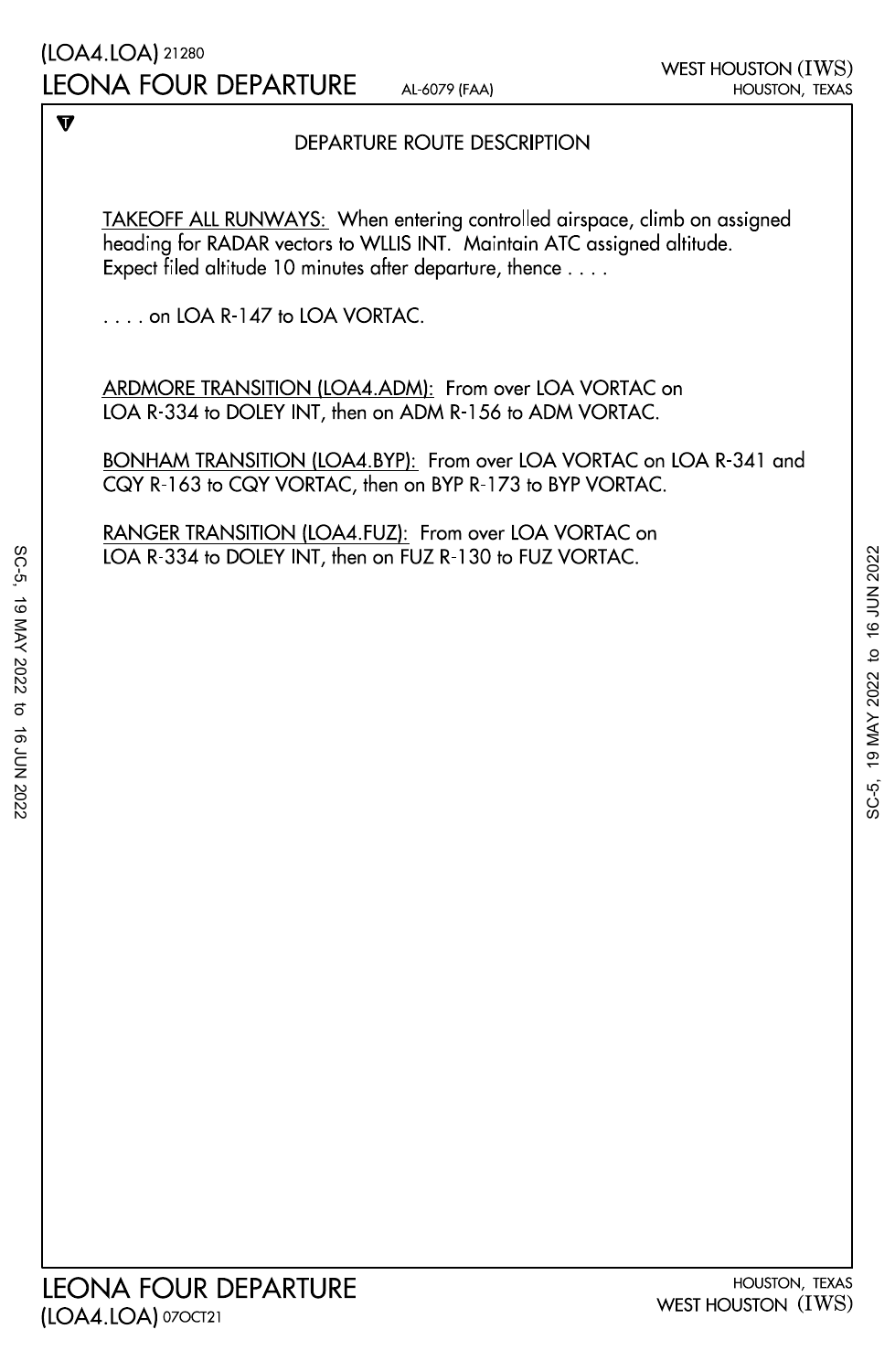# (LOA4.LOA) 21280
# LEONA FOUR DEPARTURE

AL-6079 (FAA)

WEST HOUSTON (IWS)
HOUSTON, TEXAS

## DEPARTURE ROUTE DESCRIPTION

TAKEOFF ALL RUNWAYS: When entering controlled airspace, climb on assigned heading for RADAR vectors to WLLIS INT. Maintain ATC assigned altitude. Expect filed altitude 10 minutes after departure, thence . . . .

. . . . on LOA R-147 to LOA VORTAC.

ARDMORE TRANSITION (LOA4.ADM): From over LOA VORTAC on LOA R-334 to DOLEY INT, then on ADM R-156 to ADM VORTAC.

BONHAM TRANSITION (LOA4.BYP): From over LOA VORTAC on LOA R-341 and CQY R-163 to CQY VORTAC, then on BYP R-173 to BYP VORTAC.

RANGER TRANSITION (LOA4.FUZ): From over LOA VORTAC on LOA R-334 to DOLEY INT, then on FUZ R-130 to FUZ VORTAC.

LEONA FOUR DEPARTURE
(LOA4.LOA) 07OCT21

HOUSTON, TEXAS
WEST HOUSTON (IWS)